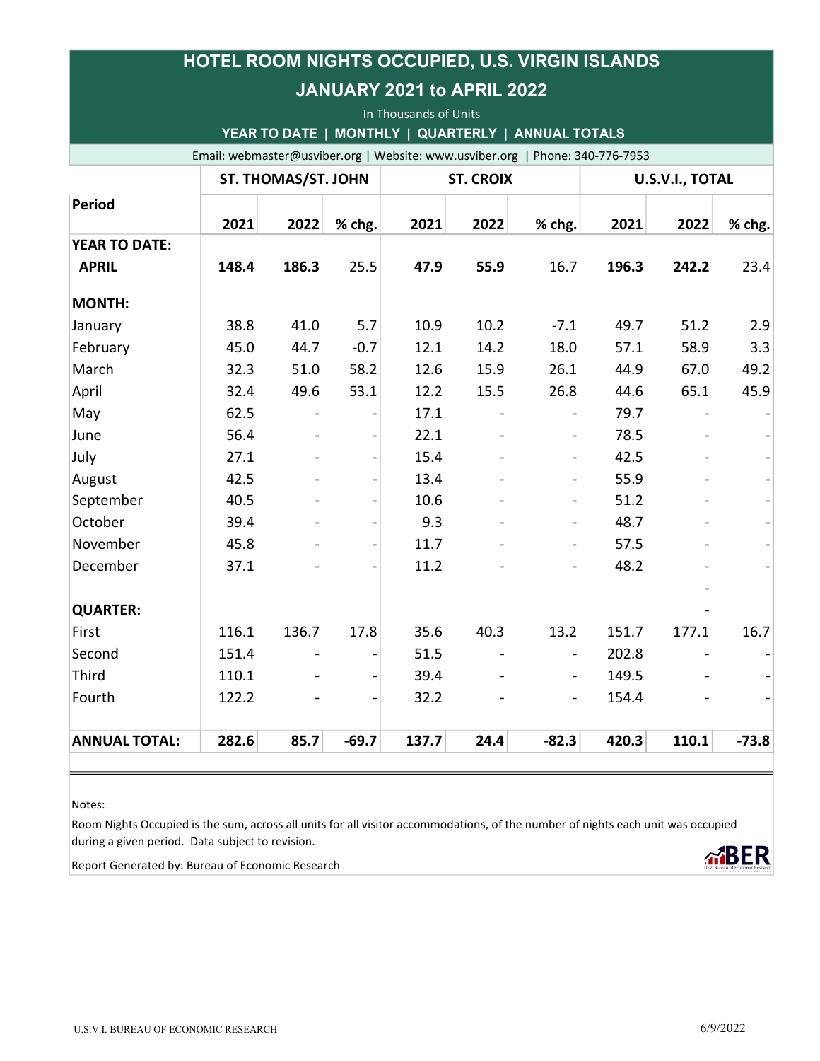# HOTEL ROOM NIGHTS OCCUPIED, U.S. VIRGIN ISLANDS

## JANUARY 2021 to APRIL 2022

In Thousands of Units

**YEAR TO DATE | MONTHLY | QUARTERLY | ANNUAL TOTALS**

Email: webmaster@usviber.org | Website: www.usviber.org | Phone: 340-776-7953

| Period | ST. THOMAS/ST. JOHN | | | ST. CROIX | | | U.S.V.I., TOTAL | | |
|---|---|---|---|---|---|---|---|---|---|
| | 2021 | 2022 | % chg. | 2021 | 2022 | % chg. | 2021 | 2022 | % chg. |
| **YEAR TO DATE:** | | | | | | | | | |
| **APRIL** | **148.4** | **186.3** | 25.5 | **47.9** | **55.9** | 16.7 | **196.3** | **242.2** | 23.4 |
| **MONTH:** | | | | | | | | | |
| January | 38.8 | 41.0 | 5.7 | 10.9 | 10.2 | -7.1 | 49.7 | 51.2 | 2.9 |
| February | 45.0 | 44.7 | -0.7 | 12.1 | 14.2 | 18.0 | 57.1 | 58.9 | 3.3 |
| March | 32.3 | 51.0 | 58.2 | 12.6 | 15.9 | 26.1 | 44.9 | 67.0 | 49.2 |
| April | 32.4 | 49.6 | 53.1 | 12.2 | 15.5 | 26.8 | 44.6 | 65.1 | 45.9 |
| May | 62.5 | - | - | 17.1 | - | - | 79.7 | - | - |
| June | 56.4 | - | - | 22.1 | - | - | 78.5 | - | - |
| July | 27.1 | - | - | 15.4 | - | - | 42.5 | - | - |
| August | 42.5 | - | - | 13.4 | - | - | 55.9 | - | - |
| September | 40.5 | - | - | 10.6 | - | - | 51.2 | - | - |
| October | 39.4 | - | - | 9.3 | - | - | 48.7 | - | - |
| November | 45.8 | - | - | 11.7 | - | - | 57.5 | - | - |
| December | 37.1 | - | - | 11.2 | - | - | 48.2 | - | - |
| | | | | | | | | - | |
| **QUARTER:** | | | | | | | | - | |
| First | 116.1 | 136.7 | 17.8 | 35.6 | 40.3 | 13.2 | 151.7 | 177.1 | 16.7 |
| Second | 151.4 | - | - | 51.5 | - | - | 202.8 | - | - |
| Third | 110.1 | - | - | 39.4 | - | - | 149.5 | - | - |
| Fourth | 122.2 | - | - | 32.2 | - | - | 154.4 | - | - |
| **ANNUAL TOTAL:** | **282.6** | **85.7** | **-69.7** | **137.7** | **24.4** | **-82.3** | **420.3** | **110.1** | **-73.8** |

Notes:

Room Nights Occupied is the sum, across all units for all visitor accommodations, of the number of nights each unit was occupied during a given period. Data subject to revision.

Report Generated by: Bureau of Economic Research

U.S.V.I. BUREAU OF ECONOMIC RESEARCH 6/9/2022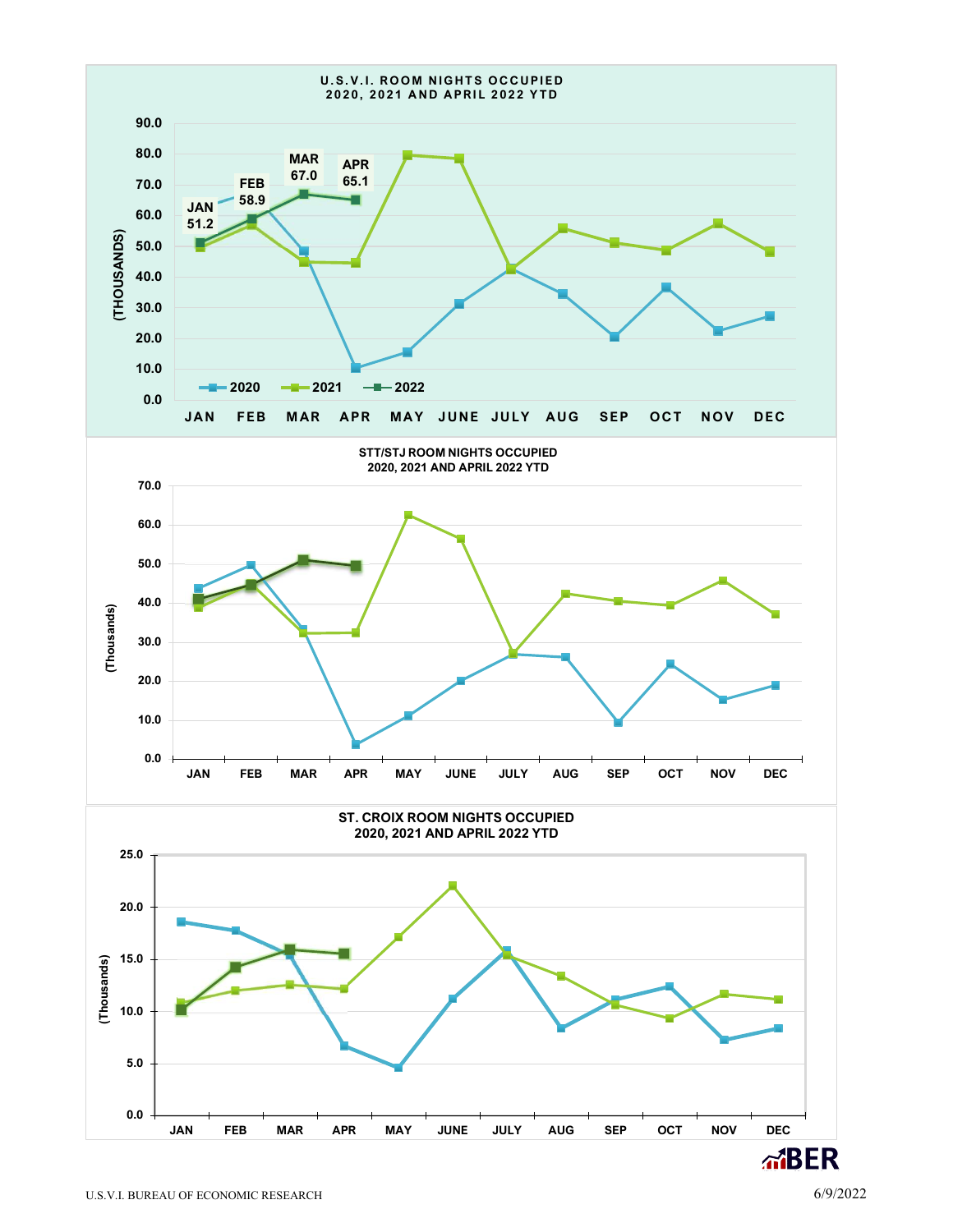**U.S.V.I. ROOM NIGHTS OCCUPIED**
**2020, 2021 AND APRIL 2022 YTD**

(THOUSANDS)

JAN 51.2 | FEB 58.9 | MAR 67.0 | APR 65.1

2020 | 2021 | 2022

JAN FEB MAR APR MAY JUNE JULY AUG SEP OCT NOV DEC

**STT/STJ ROOM NIGHTS OCCUPIED**
**2020, 2021 AND APRIL 2022 YTD**

(Thousands)

JAN FEB MAR APR MAY JUNE JULY AUG SEP OCT NOV DEC

**ST. CROIX ROOM NIGHTS OCCUPIED**
**2020, 2021 AND APRIL 2022 YTD**

(Thousands)

JAN FEB MAR APR MAY JUNE JULY AUG SEP OCT NOV DEC

BER

U.S.V.I. BUREAU OF ECONOMIC RESEARCH

6/9/2022